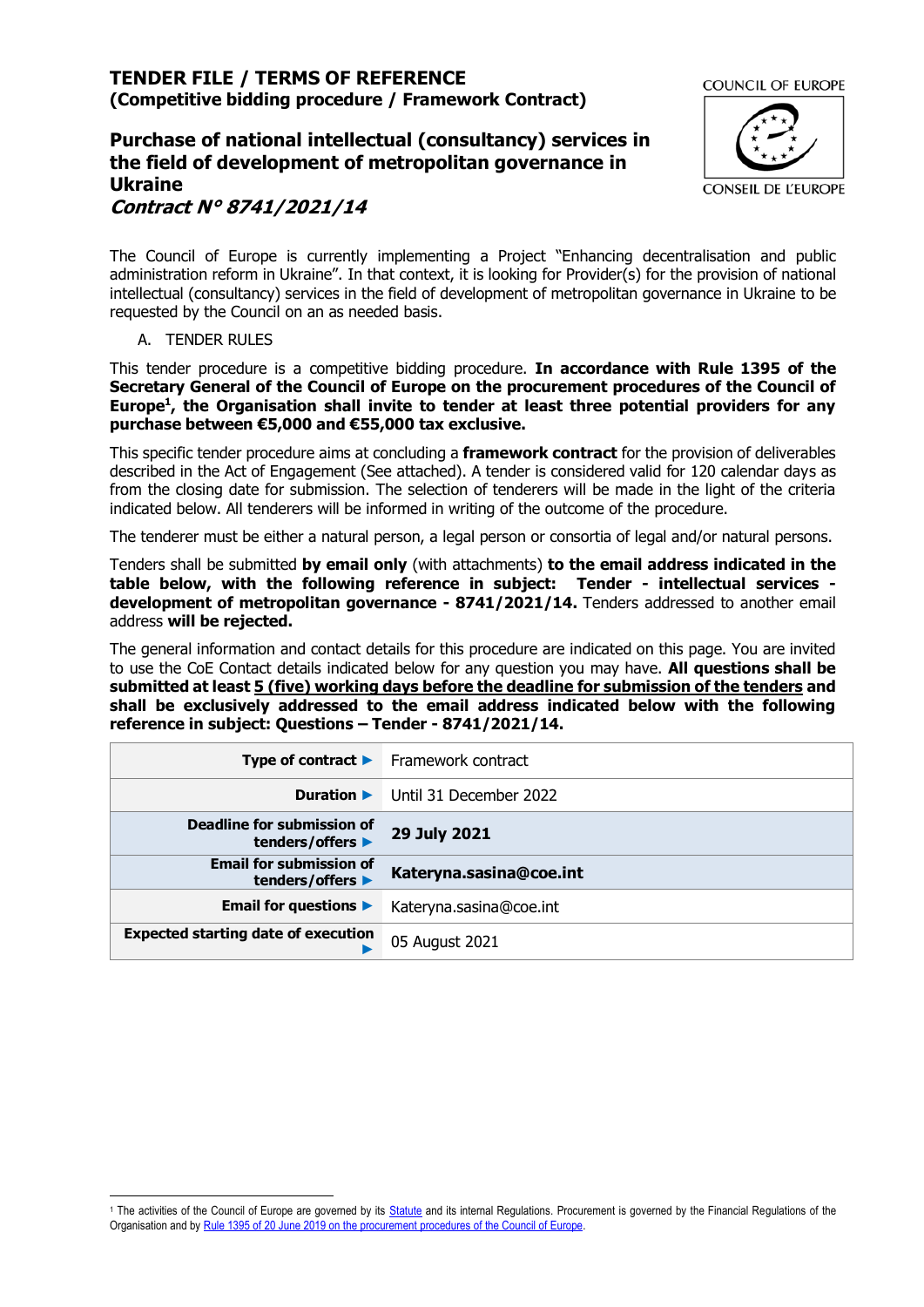# TENDER FILE / TERMS OF REFERENCE
## (Competitive bidding procedure / Framework Contract)

COUNCIL OF EUROPE

CONSEIL DE L'EUROPE

## Purchase of national intellectual (consultancy) services in the field of development of metropolitan governance in Ukraine
### *Contract N° 8741/2021/14*

The Council of Europe is currently implementing a Project "Enhancing decentralisation and public administration reform in Ukraine". In that context, it is looking for Provider(s) for the provision of national intellectual (consultancy) services in the field of development of metropolitan governance in Ukraine to be requested by the Council on an as needed basis.

A. TENDER RULES

This tender procedure is a competitive bidding procedure. **In accordance with Rule 1395 of the Secretary General of the Council of Europe on the procurement procedures of the Council of Europe[1], the Organisation shall invite to tender at least three potential providers for any purchase between €5,000 and €55,000 tax exclusive.**

This specific tender procedure aims at concluding a **framework contract** for the provision of deliverables described in the Act of Engagement (See attached). A tender is considered valid for 120 calendar days as from the closing date for submission. The selection of tenderers will be made in the light of the criteria indicated below. All tenderers will be informed in writing of the outcome of the procedure.

The tenderer must be either a natural person, a legal person or consortia of legal and/or natural persons.

Tenders shall be submitted **by email only** (with attachments) **to the email address indicated in the table below, with the following reference in subject: Tender - intellectual services - development of metropolitan governance - 8741/2021/14.** Tenders addressed to another email address **will be rejected.**

The general information and contact details for this procedure are indicated on this page. You are invited to use the CoE Contact details indicated below for any question you may have. **All questions shall be submitted at least 5 (five) working days before the deadline for submission of the tenders and shall be exclusively addressed to the email address indicated below with the following reference in subject: Questions – Tender - 8741/2021/14.**

| | |
|---|---|
| **Type of contract ►** | Framework contract |
| **Duration ►** | Until 31 December 2022 |
| **Deadline for submission of tenders/offers ►** | **29 July 2021** |
| **Email for submission of tenders/offers ►** | **Kateryna.sasina@coe.int** |
| **Email for questions ►** | Kateryna.sasina@coe.int |
| **Expected starting date of execution ►** | 05 August 2021 |

[1] The activities of the Council of Europe are governed by its Statute and its internal Regulations. Procurement is governed by the Financial Regulations of the Organisation and by Rule 1395 of 20 June 2019 on the procurement procedures of the Council of Europe.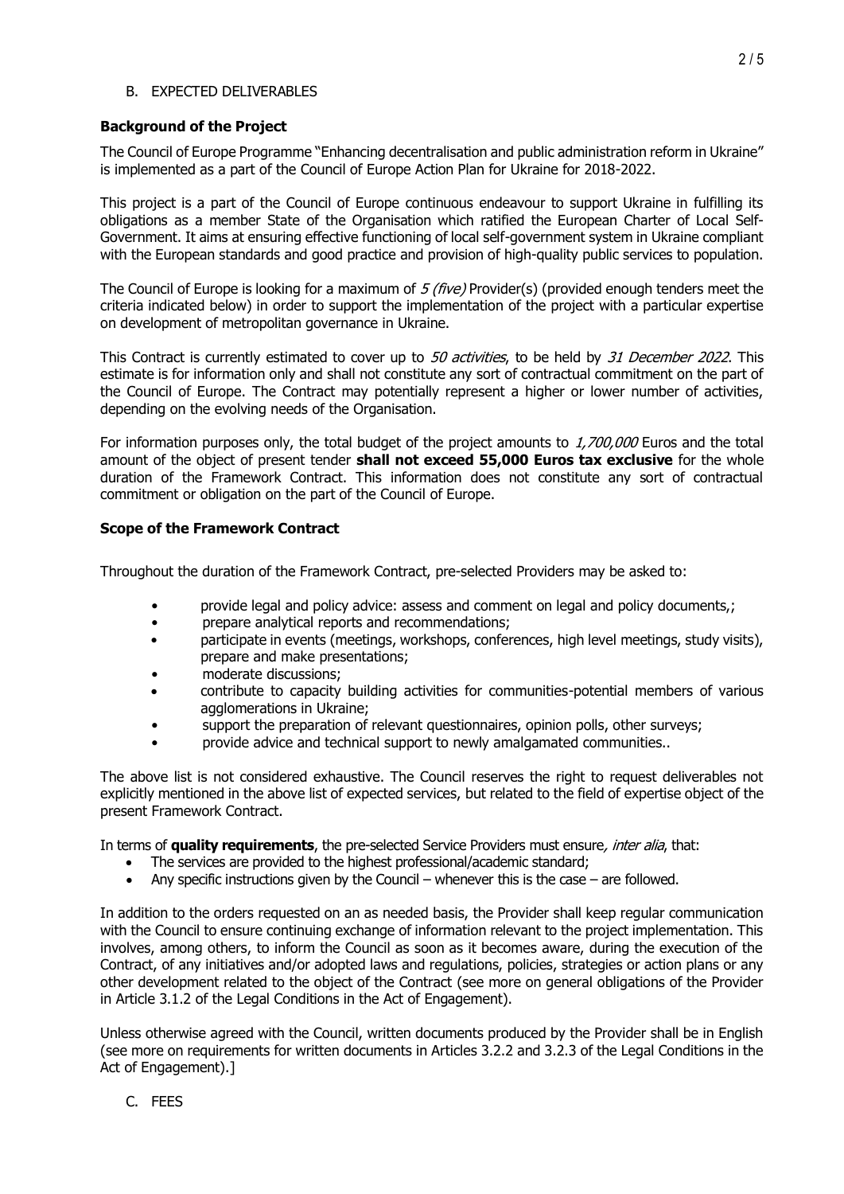B. EXPECTED DELIVERABLES

**Background of the Project**

The Council of Europe Programme "Enhancing decentralisation and public administration reform in Ukraine" is implemented as a part of the Council of Europe Action Plan for Ukraine for 2018-2022.

This project is a part of the Council of Europe continuous endeavour to support Ukraine in fulfilling its obligations as a member State of the Organisation which ratified the European Charter of Local Self-Government. It aims at ensuring effective functioning of local self-government system in Ukraine compliant with the European standards and good practice and provision of high-quality public services to population.

The Council of Europe is looking for a maximum of *5 (five)* Provider(s) (provided enough tenders meet the criteria indicated below) in order to support the implementation of the project with a particular expertise on development of metropolitan governance in Ukraine.

This Contract is currently estimated to cover up to *50 activities*, to be held by *31 December 2022*. This estimate is for information only and shall not constitute any sort of contractual commitment on the part of the Council of Europe. The Contract may potentially represent a higher or lower number of activities, depending on the evolving needs of the Organisation.

For information purposes only, the total budget of the project amounts to *1,700,000* Euros and the total amount of the object of present tender **shall not exceed 55,000 Euros tax exclusive** for the whole duration of the Framework Contract. This information does not constitute any sort of contractual commitment or obligation on the part of the Council of Europe.

**Scope of the Framework Contract**

Throughout the duration of the Framework Contract, pre-selected Providers may be asked to:

- provide legal and policy advice: assess and comment on legal and policy documents,;
- prepare analytical reports and recommendations;
- participate in events (meetings, workshops, conferences, high level meetings, study visits), prepare and make presentations;
- moderate discussions;
- contribute to capacity building activities for communities-potential members of various agglomerations in Ukraine;
- support the preparation of relevant questionnaires, opinion polls, other surveys;
- provide advice and technical support to newly amalgamated communities..

The above list is not considered exhaustive. The Council reserves the right to request deliverables not explicitly mentioned in the above list of expected services, but related to the field of expertise object of the present Framework Contract.

In terms of **quality requirements**, the pre-selected Service Providers must ensure*, inter alia*, that:

- The services are provided to the highest professional/academic standard;
- Any specific instructions given by the Council – whenever this is the case – are followed.

In addition to the orders requested on an as needed basis, the Provider shall keep regular communication with the Council to ensure continuing exchange of information relevant to the project implementation. This involves, among others, to inform the Council as soon as it becomes aware, during the execution of the Contract, of any initiatives and/or adopted laws and regulations, policies, strategies or action plans or any other development related to the object of the Contract (see more on general obligations of the Provider in Article 3.1.2 of the Legal Conditions in the Act of Engagement).

Unless otherwise agreed with the Council, written documents produced by the Provider shall be in English (see more on requirements for written documents in Articles 3.2.2 and 3.2.3 of the Legal Conditions in the Act of Engagement).]

C. FEES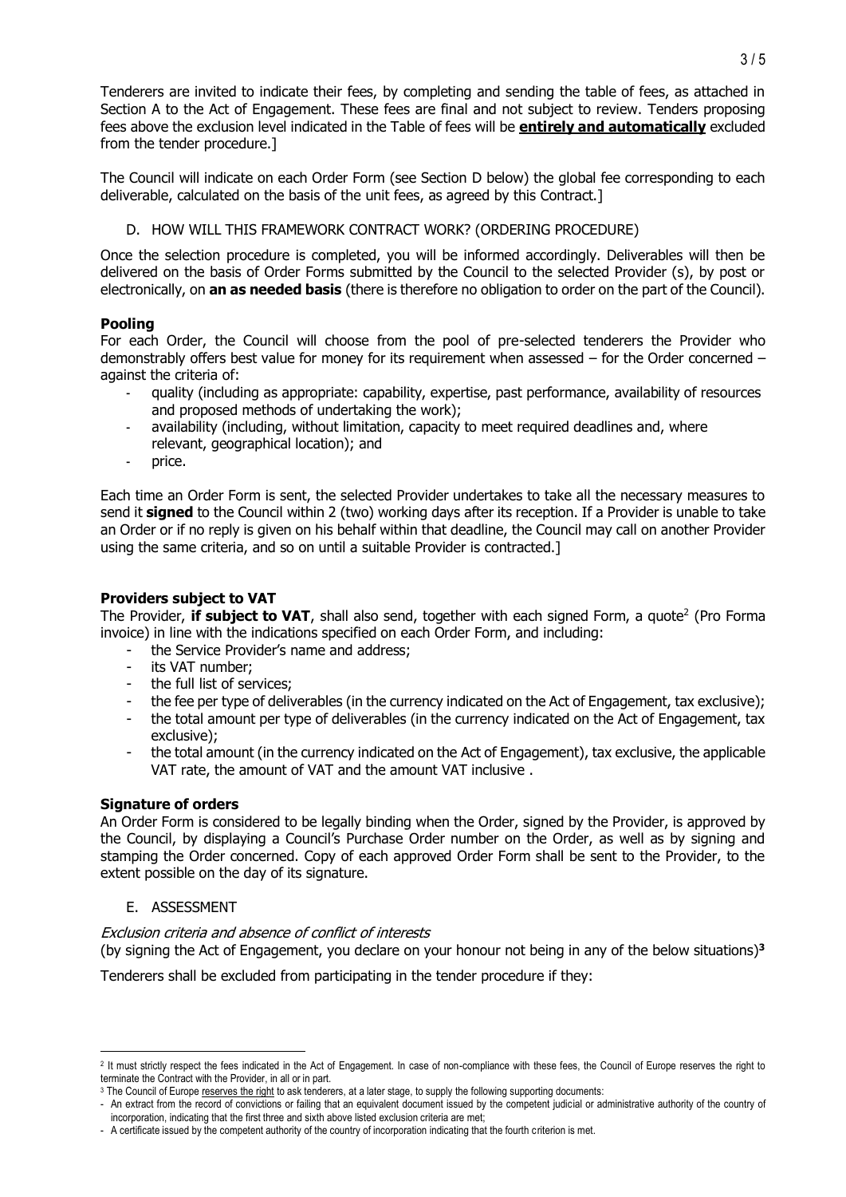Tenderers are invited to indicate their fees, by completing and sending the table of fees, as attached in Section A to the Act of Engagement. These fees are final and not subject to review. Tenders proposing fees above the exclusion level indicated in the Table of fees will be **entirely and automatically** excluded from the tender procedure.]

The Council will indicate on each Order Form (see Section D below) the global fee corresponding to each deliverable, calculated on the basis of the unit fees, as agreed by this Contract.]

D. HOW WILL THIS FRAMEWORK CONTRACT WORK? (ORDERING PROCEDURE)

Once the selection procedure is completed, you will be informed accordingly. Deliverables will then be delivered on the basis of Order Forms submitted by the Council to the selected Provider (s), by post or electronically, on **an as needed basis** (there is therefore no obligation to order on the part of the Council).

**Pooling**

For each Order, the Council will choose from the pool of pre-selected tenderers the Provider who demonstrably offers best value for money for its requirement when assessed – for the Order concerned – against the criteria of:

- quality (including as appropriate: capability, expertise, past performance, availability of resources and proposed methods of undertaking the work);
- availability (including, without limitation, capacity to meet required deadlines and, where relevant, geographical location); and
- price.

Each time an Order Form is sent, the selected Provider undertakes to take all the necessary measures to send it **signed** to the Council within 2 (two) working days after its reception. If a Provider is unable to take an Order or if no reply is given on his behalf within that deadline, the Council may call on another Provider using the same criteria, and so on until a suitable Provider is contracted.]

**Providers subject to VAT**

The Provider, **if subject to VAT**, shall also send, together with each signed Form, a quote[2] (Pro Forma invoice) in line with the indications specified on each Order Form, and including:

- the Service Provider's name and address;
- its VAT number;
- the full list of services;
- the fee per type of deliverables (in the currency indicated on the Act of Engagement, tax exclusive);
- the total amount per type of deliverables (in the currency indicated on the Act of Engagement, tax exclusive);
- the total amount (in the currency indicated on the Act of Engagement), tax exclusive, the applicable VAT rate, the amount of VAT and the amount VAT inclusive .

**Signature of orders**

An Order Form is considered to be legally binding when the Order, signed by the Provider, is approved by the Council, by displaying a Council's Purchase Order number on the Order, as well as by signing and stamping the Order concerned. Copy of each approved Order Form shall be sent to the Provider, to the extent possible on the day of its signature.

E. ASSESSMENT

*Exclusion criteria and absence of conflict of interests*

(by signing the Act of Engagement, you declare on your honour not being in any of the below situations)[3]

Tenderers shall be excluded from participating in the tender procedure if they:

---

[2] It must strictly respect the fees indicated in the Act of Engagement. In case of non-compliance with these fees, the Council of Europe reserves the right to terminate the Contract with the Provider, in all or in part.

[3] The Council of Europe reserves the right to ask tenderers, at a later stage, to supply the following supporting documents:

- An extract from the record of convictions or failing that an equivalent document issued by the competent judicial or administrative authority of the country of incorporation, indicating that the first three and sixth above listed exclusion criteria are met;
- A certificate issued by the competent authority of the country of incorporation indicating that the fourth criterion is met.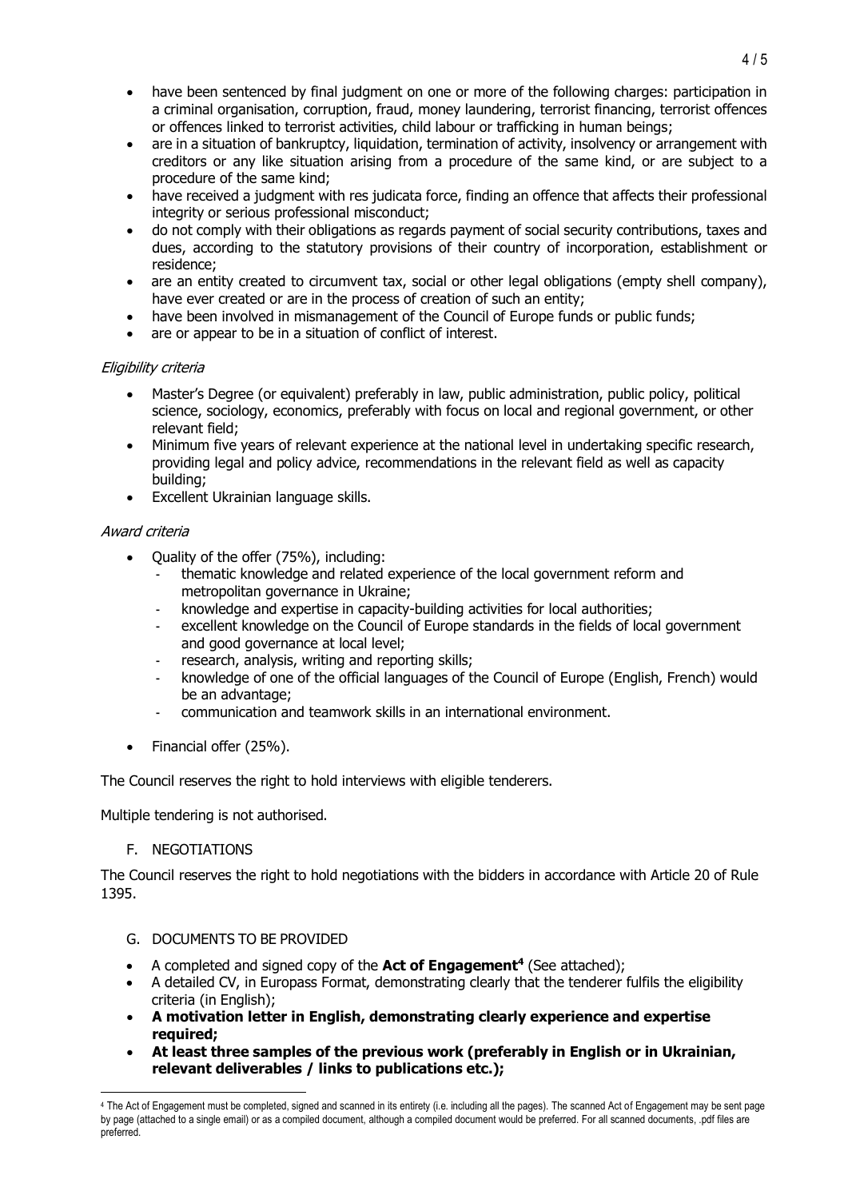- have been sentenced by final judgment on one or more of the following charges: participation in a criminal organisation, corruption, fraud, money laundering, terrorist financing, terrorist offences or offences linked to terrorist activities, child labour or trafficking in human beings;
- are in a situation of bankruptcy, liquidation, termination of activity, insolvency or arrangement with creditors or any like situation arising from a procedure of the same kind, or are subject to a procedure of the same kind;
- have received a judgment with res judicata force, finding an offence that affects their professional integrity or serious professional misconduct;
- do not comply with their obligations as regards payment of social security contributions, taxes and dues, according to the statutory provisions of their country of incorporation, establishment or residence;
- are an entity created to circumvent tax, social or other legal obligations (empty shell company), have ever created or are in the process of creation of such an entity;
- have been involved in mismanagement of the Council of Europe funds or public funds;
- are or appear to be in a situation of conflict of interest.

*Eligibility criteria*

- Master's Degree (or equivalent) preferably in law, public administration, public policy, political science, sociology, economics, preferably with focus on local and regional government, or other relevant field;
- Minimum five years of relevant experience at the national level in undertaking specific research, providing legal and policy advice, recommendations in the relevant field as well as capacity building;
- Excellent Ukrainian language skills.

*Award criteria*

- Quality of the offer (75%), including:
  - thematic knowledge and related experience of the local government reform and metropolitan governance in Ukraine;
  - knowledge and expertise in capacity-building activities for local authorities;
  - excellent knowledge on the Council of Europe standards in the fields of local government and good governance at local level;
  - research, analysis, writing and reporting skills;
  - knowledge of one of the official languages of the Council of Europe (English, French) would be an advantage;
  - communication and teamwork skills in an international environment.
- Financial offer (25%).

The Council reserves the right to hold interviews with eligible tenderers.

Multiple tendering is not authorised.

## F. NEGOTIATIONS

The Council reserves the right to hold negotiations with the bidders in accordance with Article 20 of Rule 1395.

## G. DOCUMENTS TO BE PROVIDED

- A completed and signed copy of the **Act of Engagement**[4] (See attached);
- A detailed CV, in Europass Format, demonstrating clearly that the tenderer fulfils the eligibility criteria (in English);
- **A motivation letter in English, demonstrating clearly experience and expertise required;**
- **At least three samples of the previous work (preferably in English or in Ukrainian, relevant deliverables / links to publications etc.);**

[4] The Act of Engagement must be completed, signed and scanned in its entirety (i.e. including all the pages). The scanned Act of Engagement may be sent page by page (attached to a single email) or as a compiled document, although a compiled document would be preferred. For all scanned documents, .pdf files are preferred.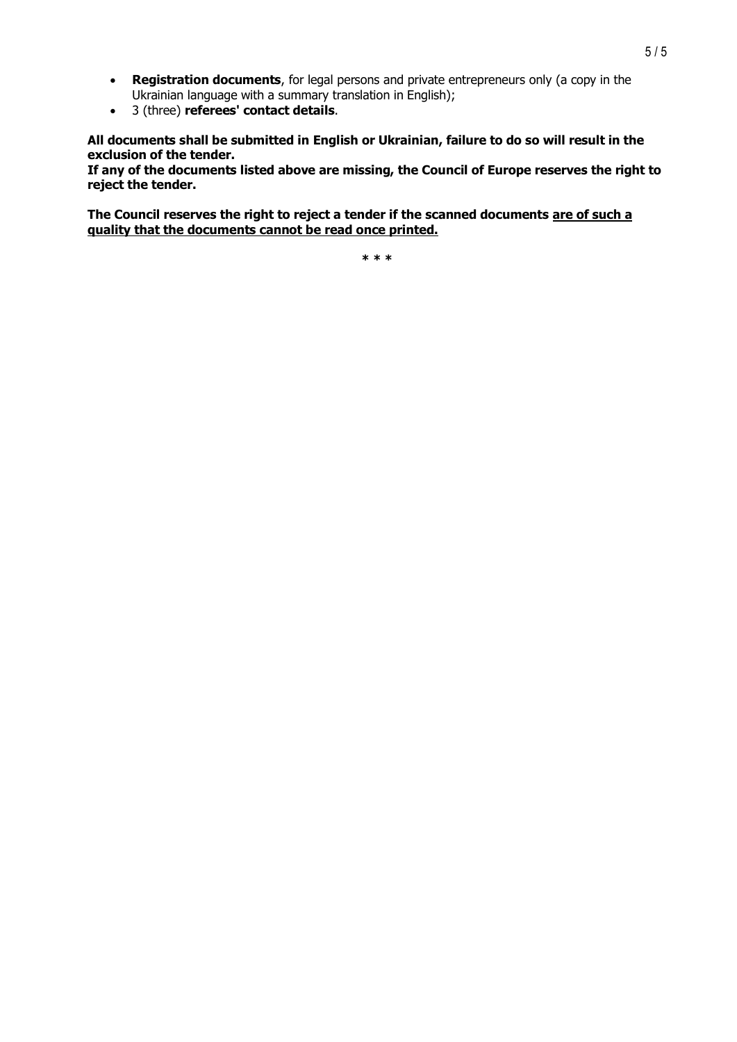- **Registration documents**, for legal persons and private entrepreneurs only (a copy in the Ukrainian language with a summary translation in English);
- 3 (three) **referees' contact details**.

**All documents shall be submitted in English or Ukrainian, failure to do so will result in the exclusion of the tender.**
**If any of the documents listed above are missing, the Council of Europe reserves the right to reject the tender.**

**The Council reserves the right to reject a tender if the scanned documents <u>are of such a quality that the documents cannot be read once printed.</u>**

\* \* \*